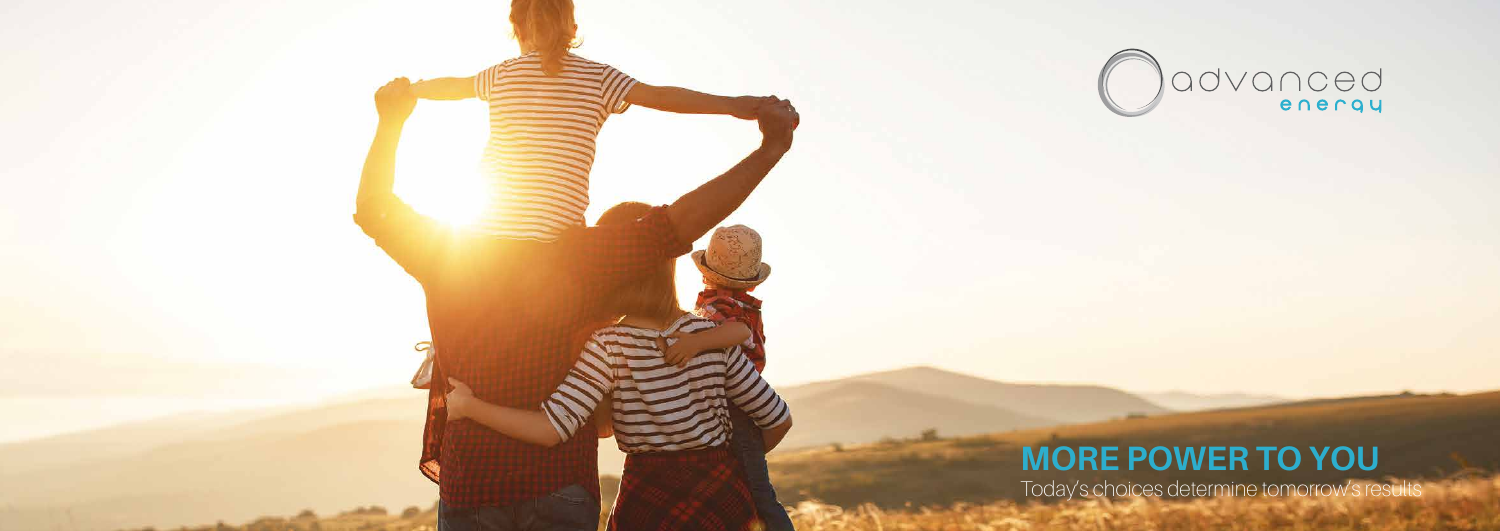advanced energy

# MORE POWER TO YOU

Today's choices determine tomorrow's results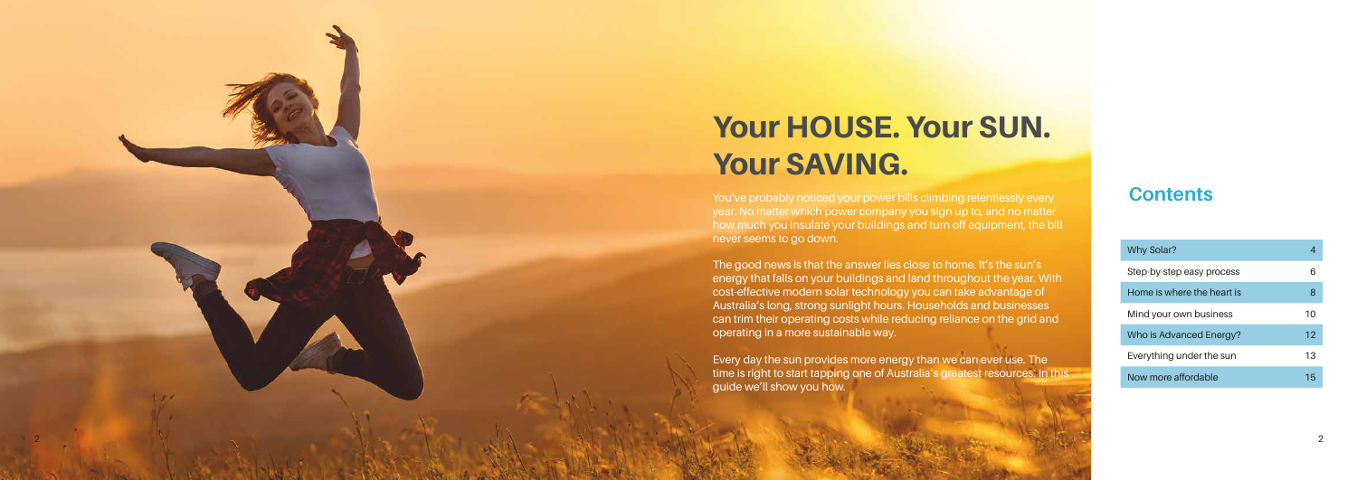# Your HOUSE. Your SUN. Your SAVING.

You've probably noticed your power bills climbing relentlessly every year. No matter which power company you sign up to, and no matter how much you insulate your buildings and turn off equipment, the bill never seems to go down.

The good news is that the answer lies close to home. It's the sun's energy that falls on your buildings and land throughout the year. With cost-effective modern solar technology you can take advantage of Australia's long, strong sunlight hours. Households and businesses can trim their operating costs while reducing reliance on the grid and operating in a more sustainable way.

Every day the sun provides more energy than we can ever use. The time is right to start tapping one of Australia's greatest resources. In this guide we'll show you how.

## Contents

| | |
|---|---|
| Why Solar? | 4 |
| Step-by-step easy process | 6 |
| Home is where the heart is | 8 |
| Mind your own business | 10 |
| Who is Advanced Energy? | 12 |
| Everything under the sun | 13 |
| Now more affordable | 15 |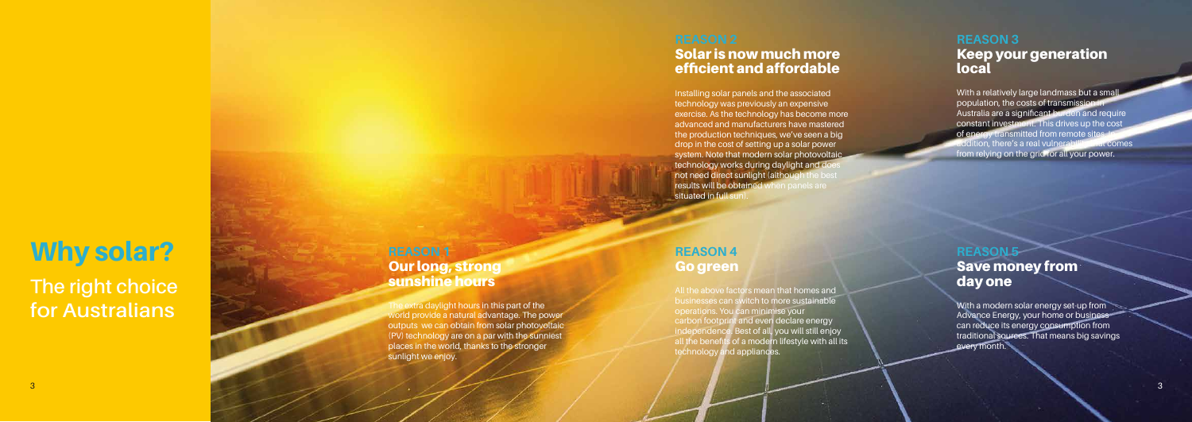# Why solar?

## The right choice for Australians

### REASON 1
### Our long, strong sunshine hours

The extra daylight hours in this part of the world provide a natural advantage. The power outputs we can obtain from solar photovoltaic (PV) technology are on a par with the sunniest places in the world, thanks to the stronger sunlight we enjoy.

### REASON 2
### Solar is now much more efficient and affordable

Installing solar panels and the associated technology was previously an expensive exercise. As the technology has become more advanced and manufacturers have mastered the production techniques, we've seen a big drop in the cost of setting up a solar power system. Note that modern solar photovoltaic technology works during daylight and does not need direct sunlight (although the best results will be obtained when panels are situated in full sun).

### REASON 3
### Keep your generation local

With a relatively large landmass but a small population, the costs of transmission in Australia are a significant burden and require constant investment. This drives up the cost of energy transmitted from remote sites. In addition, there's a real vulnerability that comes from relying on the grid for all your power.

### REASON 4
### Go green

All the above factors mean that homes and businesses can switch to more sustainable operations. You can minimise your carbon footprint and even declare energy independence. Best of all, you will still enjoy all the benefits of a modern lifestyle with all its technology and appliances.

### REASON 5
### Save money from day one

With a modern solar energy set-up from Advance Energy, your home or business can reduce its energy consumption from traditional sources. That means big savings every month.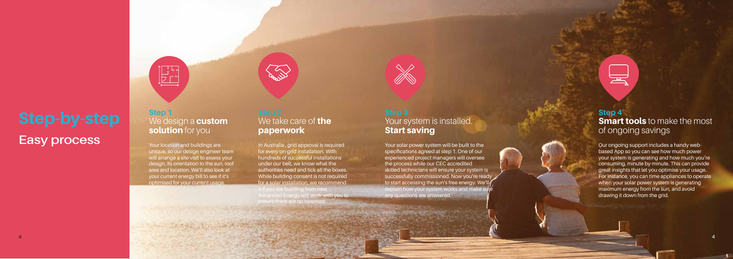# Step-by-step

## Easy process

### Step 1
### We design a **custom solution** for you

Your location and buildings are unique, so our design engineer team will arrange a site visit to assess your design, its orientation to the sun, roof area and location. We'll also look at your current energy bill to see if it's optimised for your current usage.

### Step 2
### We take care of **the paperwork**

In Australia , grid approval is required for every on-grid installation. With hundreds of successful installations under our belt, we know what the authorities need and tick all the boxes. While building consent is not required for a solar installation, we recommend it if you are building from new. Advanced Energy will work with you to ensure there are no surprises.

### Step 3
### Your system is installed. **Start saving**

Your solar power system will be built to the specifications agreed at step 1. One of our experienced project managers will oversee the process while our CEC accredited skilled technicians will ensure your system is successfully commissioned. Now you're ready to start accessing the sun's free energy. We'll explain how your system works and make sure any questions are answered.

### Step 4
### **Smart tools** to make the most of ongoing savings

Our ongoing support includes a handy web-based App so you can see how much power your system is generating and how much you're consuming, minute-by-minute. This can provide great insights that let you optimise your usage. For instance, you can time appliances to operate when your solar power system is generating maximum energy from the sun, and avoid drawing it down from the grid.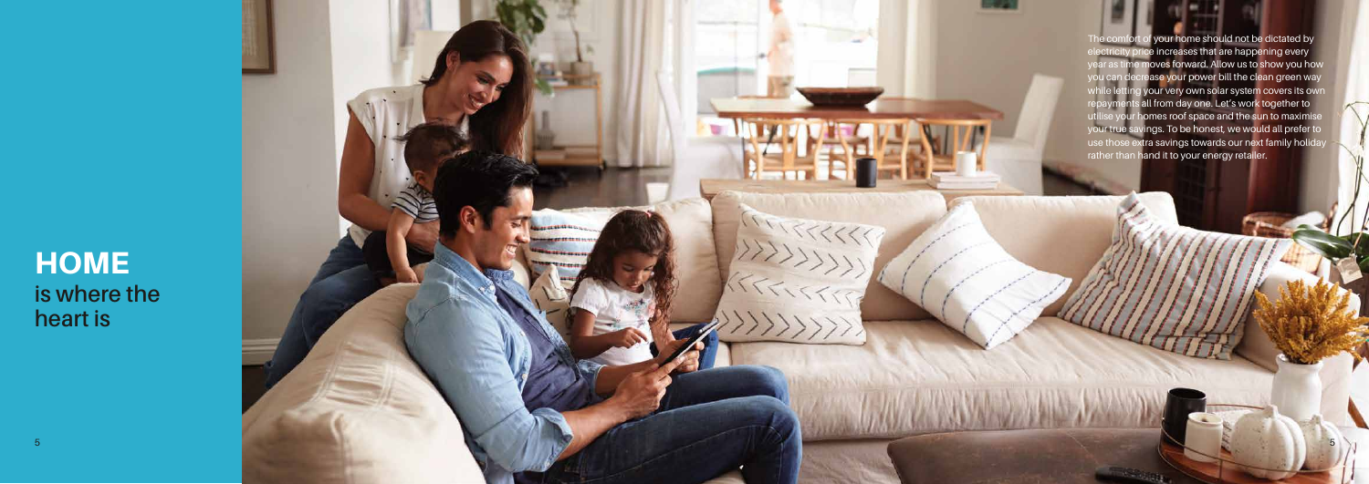# HOME
## is where the heart is

The comfort of your home should not be dictated by electricity price increases that are happening every year as time moves forward. Allow us to show you how you can decrease your power bill the clean green way while letting your very own solar system covers its own repayments all from day one. Let's work together to utilise your homes roof space and the sun to maximise your true savings. To be honest, we would all prefer to use those extra savings towards our next family holiday rather than hand it to your energy retailer.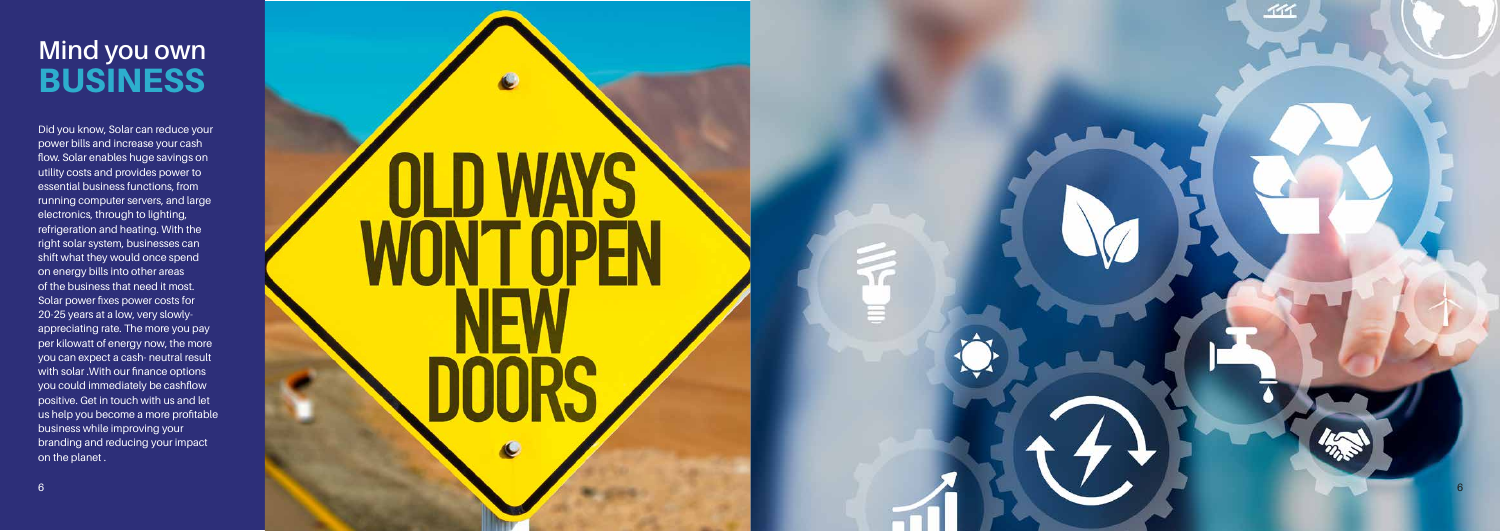# Mind you own **BUSINESS**

Did you know, Solar can reduce your power bills and increase your cash flow. Solar enables huge savings on utility costs and provides power to essential business functions, from running computer servers, and large electronics, through to lighting, refrigeration and heating. With the right solar system, businesses can shift what they would once spend on energy bills into other areas of the business that need it most. Solar power fixes power costs for 20-25 years at a low, very slowly-appreciating rate. The more you pay per kilowatt of energy now, the more you can expect a cash- neutral result with solar .With our finance options you could immediately be cashflow positive. Get in touch with us and let us help you become a more profitable business while improving your branding and reducing your impact on the planet .

OLD WAYS WON'T OPEN NEW DOORS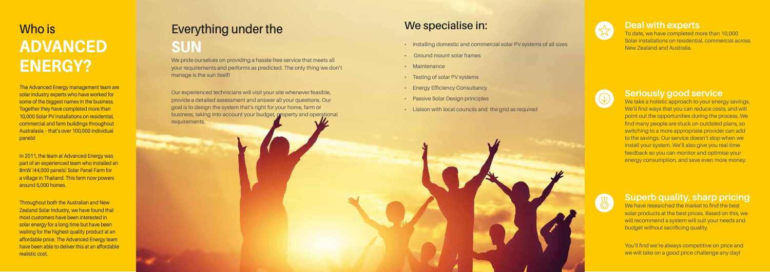# Who is ADVANCED ENERGY?

The Advanced Energy management team are solar industry experts who have worked for some of the biggest names in the business. Together they have completed more than 10,000 Solar PV installations on residential, commercial and farm buildings throughout Australasia - that's over 100,000 individual panels!

In 2011, the team at Advanced Energy was part of an experienced team who installed an 8mW (44,000 panels) Solar Panel Farm for a village in Thailand. This farm now powers around 5,000 homes.

Throughout both the Australian and New Zealand Solar Industry, we have found that most customers have been interested in solar energy for a long time but have been waiting for the highest quality product at an affordable price. The Advanced Energy team have been able to deliver this at an affordable realistic cost.

# Everything under the SUN

We pride ourselves on providing a hassle-free service that meets all your requirements and performs as predicted. The only thing we don't manage is the sun itself!

Our experienced technicians will visit your site whenever feasible, provide a detailed assessment and answer all your questions. Our goal is to design the system that's right for your home, farm or business, taking into account your budget, property and operational requirements.

## We specialise in:

- Installing domestic and commercial solar PV systems of all sizes
- Ground mount solar frames
- Maintenance
- Testing of solar PV systems
- Energy Efficiency Consultancy
- Passive Solar Design principles
- Liaison with local councils and the grid as required

## Deal with experts

To date, we have completed more than 10,000 Solar installations on residential, commercial across New Zealand and Australia.

## Seriously good service

We take a holistic approach to your energy savings. We'll find ways that you can reduce costs, and will point out the opportunities during the process. We find many people are stuck on outdated plans, so switching to a more appropriate provider can add to the savings. Our service doesn't stop when we install your system. We'll also give you real-time feedback so you can monitor and optimise your energy consumption, and save even more money.

## Superb quality, sharp pricing

We have researched the market to find the best solar products at the best prices. Based on this, we will recommend a system will suit your needs and budget without sacrificing quality.

You'll find we're always competitive on price and we will take on a good price challenge any day!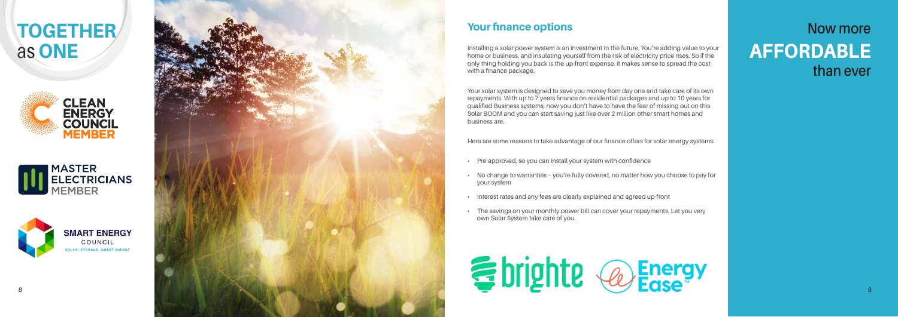# TOGETHER as ONE

CLEAN ENERGY COUNCIL MEMBER

MASTER ELECTRICIANS MEMBER

SMART ENERGY COUNCIL
SOLAR, STORAGE, SMART ENERGY

## Your finance options

Installing a solar power system is an investment in the future. You're adding value to your home or business, and insulating yourself from the risk of electricity price rises. So if the only thing holding you back is the up-front expense, it makes sense to spread the cost with a finance package.

Your solar system is designed to save you money from day one and take care of its own repayments. With up to 7 years finance on residential packages and up to 10 years for qualified Business systems, now you don't have to have the fear of missing out on this Solar BOOM and you can start saving just like over 2 million other smart homes and business are.

Here are some reasons to take advantage of our finance offers for solar energy systems:

- Pre-approved, so you can install your system with confidence
- No change to warranties – you're fully covered, no matter how you choose to pay for your system
- Interest rates and any fees are clearly explained and agreed up-front
- The savings on your monthly power bill can cover your repayments. Let you very own Solar System take care of you.

brighte

Energy Ease™

# Now more AFFORDABLE than ever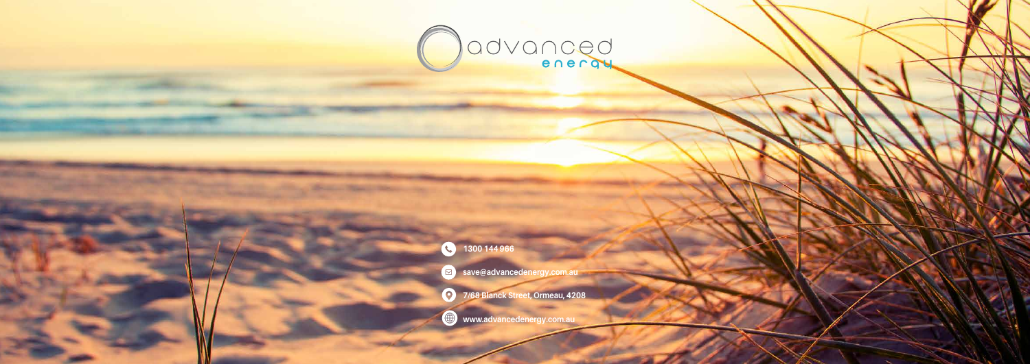advanced energy

1300 144 966

save@advancedenergy.com.au

7/68 Blanck Street, Ormeau, 4208

www.advancedenergy.com.au